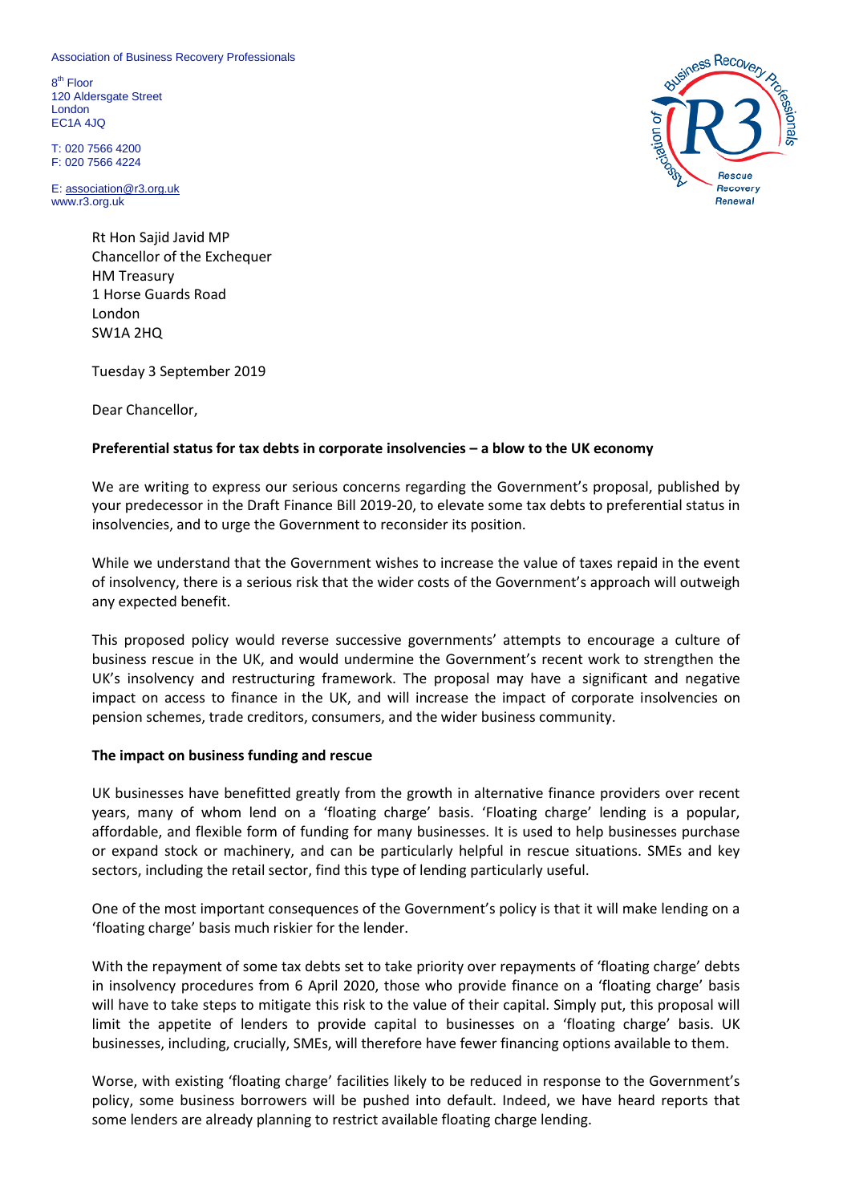Association of Business Recovery Professionals

8th Floor
120 Aldersgate Street
London
EC1A 4JQ

T: 020 7566 4200
F: 020 7566 4224

E: association@r3.org.uk
www.r3.org.uk

Rt Hon Sajid Javid MP
Chancellor of the Exchequer
HM Treasury
1 Horse Guards Road
London
SW1A 2HQ

Tuesday 3 September 2019

Dear Chancellor,

**Preferential status for tax debts in corporate insolvencies – a blow to the UK economy**

We are writing to express our serious concerns regarding the Government's proposal, published by your predecessor in the Draft Finance Bill 2019-20, to elevate some tax debts to preferential status in insolvencies, and to urge the Government to reconsider its position.

While we understand that the Government wishes to increase the value of taxes repaid in the event of insolvency, there is a serious risk that the wider costs of the Government's approach will outweigh any expected benefit.

This proposed policy would reverse successive governments' attempts to encourage a culture of business rescue in the UK, and would undermine the Government's recent work to strengthen the UK's insolvency and restructuring framework. The proposal may have a significant and negative impact on access to finance in the UK, and will increase the impact of corporate insolvencies on pension schemes, trade creditors, consumers, and the wider business community.

**The impact on business funding and rescue**

UK businesses have benefitted greatly from the growth in alternative finance providers over recent years, many of whom lend on a 'floating charge' basis. 'Floating charge' lending is a popular, affordable, and flexible form of funding for many businesses. It is used to help businesses purchase or expand stock or machinery, and can be particularly helpful in rescue situations. SMEs and key sectors, including the retail sector, find this type of lending particularly useful.

One of the most important consequences of the Government's policy is that it will make lending on a 'floating charge' basis much riskier for the lender.

With the repayment of some tax debts set to take priority over repayments of 'floating charge' debts in insolvency procedures from 6 April 2020, those who provide finance on a 'floating charge' basis will have to take steps to mitigate this risk to the value of their capital. Simply put, this proposal will limit the appetite of lenders to provide capital to businesses on a 'floating charge' basis. UK businesses, including, crucially, SMEs, will therefore have fewer financing options available to them.

Worse, with existing 'floating charge' facilities likely to be reduced in response to the Government's policy, some business borrowers will be pushed into default. Indeed, we have heard reports that some lenders are already planning to restrict available floating charge lending.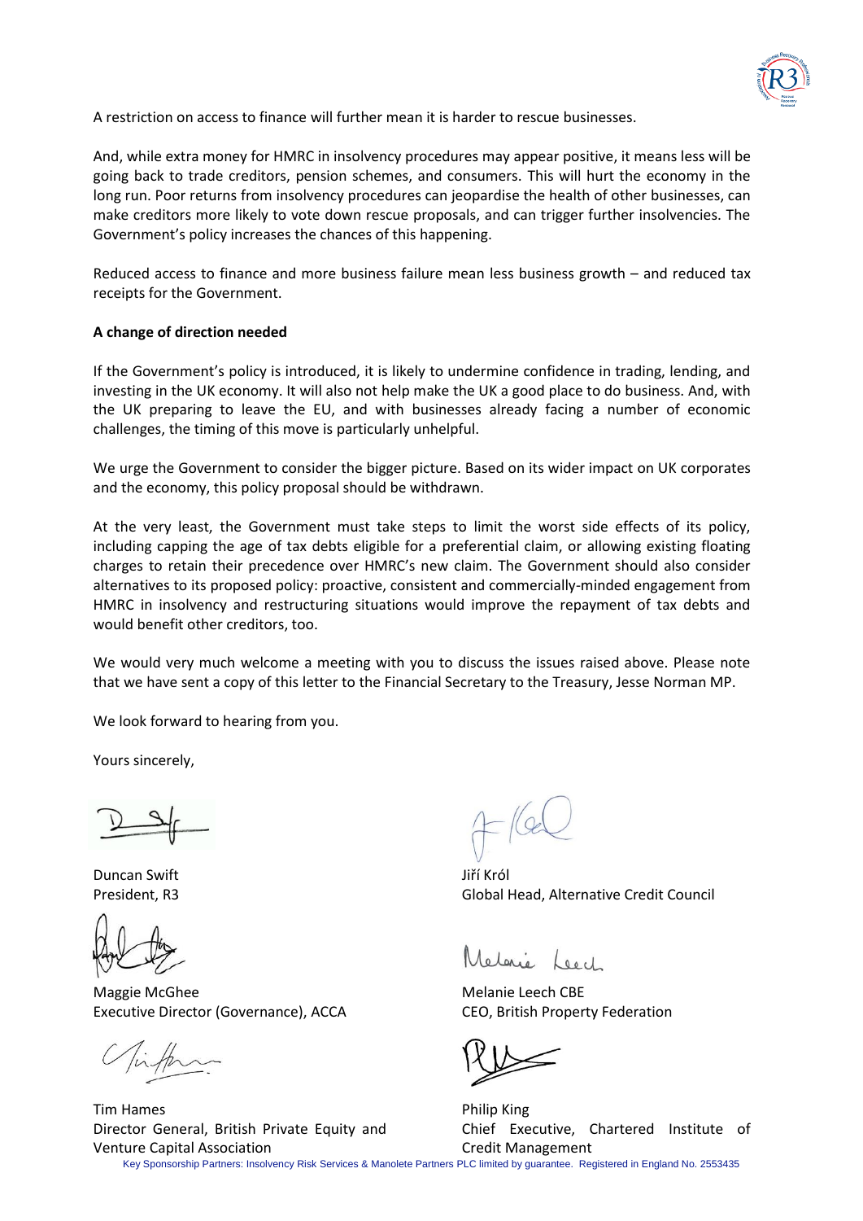A restriction on access to finance will further mean it is harder to rescue businesses.

And, while extra money for HMRC in insolvency procedures may appear positive, it means less will be going back to trade creditors, pension schemes, and consumers. This will hurt the economy in the long run. Poor returns from insolvency procedures can jeopardise the health of other businesses, can make creditors more likely to vote down rescue proposals, and can trigger further insolvencies. The Government's policy increases the chances of this happening.

Reduced access to finance and more business failure mean less business growth – and reduced tax receipts for the Government.

**A change of direction needed**

If the Government's policy is introduced, it is likely to undermine confidence in trading, lending, and investing in the UK economy. It will also not help make the UK a good place to do business. And, with the UK preparing to leave the EU, and with businesses already facing a number of economic challenges, the timing of this move is particularly unhelpful.

We urge the Government to consider the bigger picture. Based on its wider impact on UK corporates and the economy, this policy proposal should be withdrawn.

At the very least, the Government must take steps to limit the worst side effects of its policy, including capping the age of tax debts eligible for a preferential claim, or allowing existing floating charges to retain their precedence over HMRC's new claim. The Government should also consider alternatives to its proposed policy: proactive, consistent and commercially-minded engagement from HMRC in insolvency and restructuring situations would improve the repayment of tax debts and would benefit other creditors, too.

We would very much welcome a meeting with you to discuss the issues raised above. Please note that we have sent a copy of this letter to the Financial Secretary to the Treasury, Jesse Norman MP.

We look forward to hearing from you.

Yours sincerely,

Duncan Swift
President, R3

Jiří Król
Global Head, Alternative Credit Council

Maggie McGhee
Executive Director (Governance), ACCA

Melanie Leech CBE
CEO, British Property Federation

Tim Hames
Director General, British Private Equity and Venture Capital Association

Philip King
Chief Executive, Chartered Institute of Credit Management

Key Sponsorship Partners: Insolvency Risk Services & Manolete Partners PLC limited by guarantee. Registered in England No. 2553435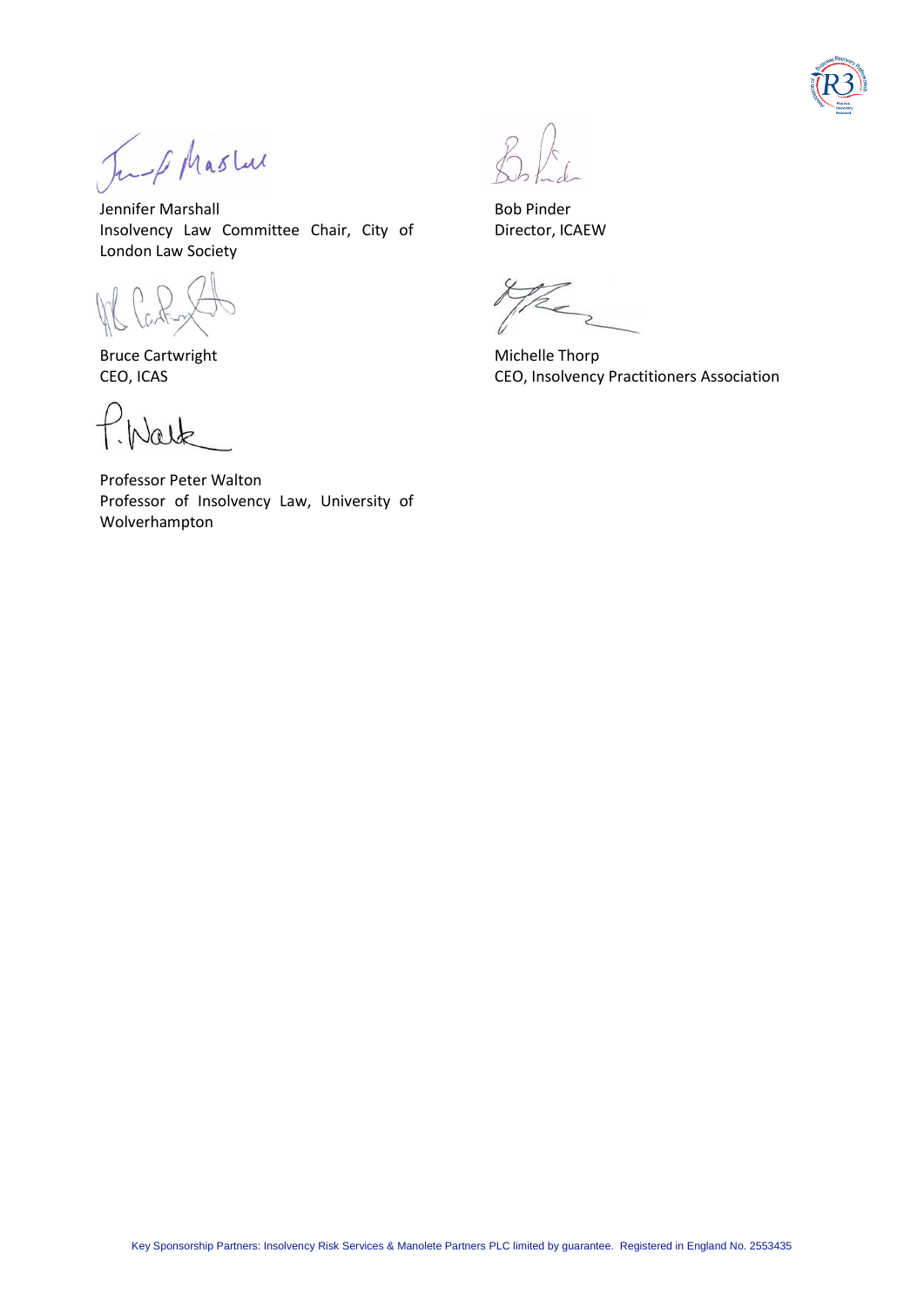Jennifer Marshall
Insolvency Law Committee Chair, City of London Law Society

Bob Pinder
Director, ICAEW

Bruce Cartwright
CEO, ICAS

Michelle Thorp
CEO, Insolvency Practitioners Association

Professor Peter Walton
Professor of Insolvency Law, University of Wolverhampton

Key Sponsorship Partners: Insolvency Risk Services & Manolete Partners PLC limited by guarantee. Registered in England No. 2553435